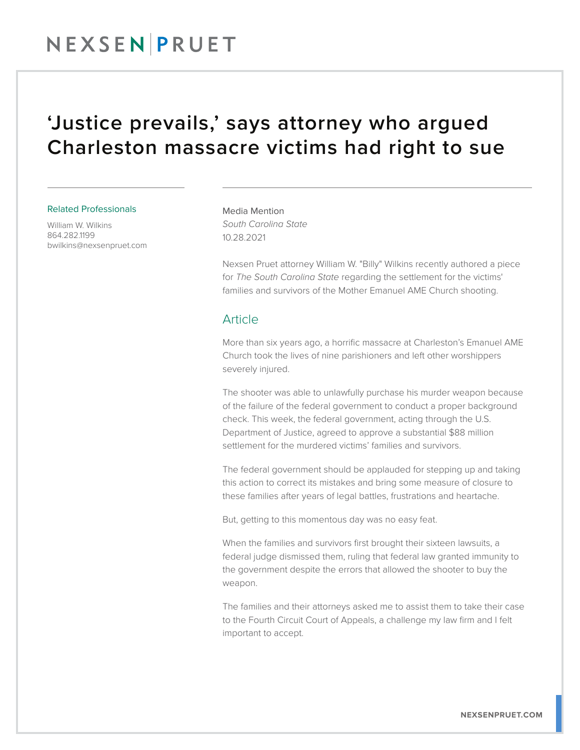# 'Justice prevails,' says attorney who argued Charleston massacre victims had right to sue

Related Professionals

William W. Wilkins
864.282.1199
bwilkins@nexsenpruet.com

Media Mention
*South Carolina State*
10.28.2021

Nexsen Pruet attorney William W. "Billy" Wilkins recently authored a piece for *The South Carolina State* regarding the settlement for the victims' families and survivors of the Mother Emanuel AME Church shooting.

## Article

More than six years ago, a horrific massacre at Charleston's Emanuel AME Church took the lives of nine parishioners and left other worshippers severely injured.

The shooter was able to unlawfully purchase his murder weapon because of the failure of the federal government to conduct a proper background check. This week, the federal government, acting through the U.S. Department of Justice, agreed to approve a substantial $88 million settlement for the murdered victims' families and survivors.

The federal government should be applauded for stepping up and taking this action to correct its mistakes and bring some measure of closure to these families after years of legal battles, frustrations and heartache.

But, getting to this momentous day was no easy feat.

When the families and survivors first brought their sixteen lawsuits, a federal judge dismissed them, ruling that federal law granted immunity to the government despite the errors that allowed the shooter to buy the weapon.

The families and their attorneys asked me to assist them to take their case to the Fourth Circuit Court of Appeals, a challenge my law firm and I felt important to accept.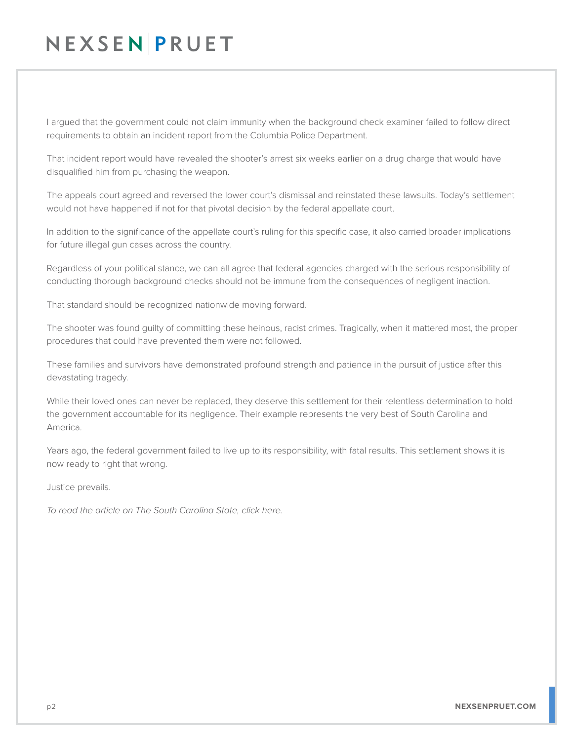I argued that the government could not claim immunity when the background check examiner failed to follow direct requirements to obtain an incident report from the Columbia Police Department.

That incident report would have revealed the shooter's arrest six weeks earlier on a drug charge that would have disqualified him from purchasing the weapon.

The appeals court agreed and reversed the lower court's dismissal and reinstated these lawsuits. Today's settlement would not have happened if not for that pivotal decision by the federal appellate court.

In addition to the significance of the appellate court's ruling for this specific case, it also carried broader implications for future illegal gun cases across the country.

Regardless of your political stance, we can all agree that federal agencies charged with the serious responsibility of conducting thorough background checks should not be immune from the consequences of negligent inaction.

That standard should be recognized nationwide moving forward.

The shooter was found guilty of committing these heinous, racist crimes. Tragically, when it mattered most, the proper procedures that could have prevented them were not followed.

These families and survivors have demonstrated profound strength and patience in the pursuit of justice after this devastating tragedy.

While their loved ones can never be replaced, they deserve this settlement for their relentless determination to hold the government accountable for its negligence. Their example represents the very best of South Carolina and America.

Years ago, the federal government failed to live up to its responsibility, with fatal results. This settlement shows it is now ready to right that wrong.

Justice prevails.

*To read the article on The South Carolina State, click here.*